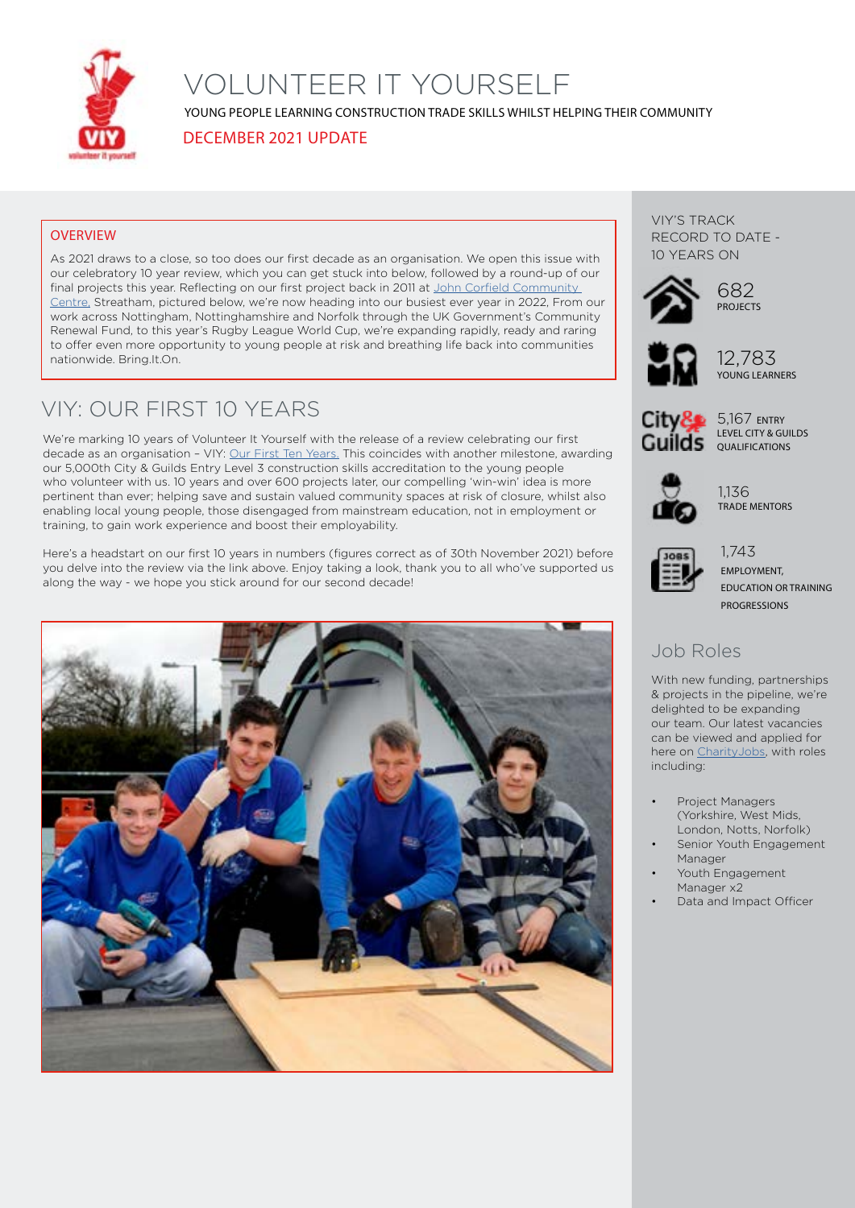# VOLUNTEER IT YOURSELF

YOUNG PEOPLE LEARNING CONSTRUCTION TRADE SKILLS WHILST HELPING THEIR COMMUNITY

DECEMBER 2021 UPDATE

## OVERVIEW

As 2021 draws to a close, so too does our first decade as an organisation. We open this issue with our celebratory 10 year review, which you can get stuck into below, followed by a round-up of our final projects this year. Reflecting on our first project back in 2011 at John Corfield Community Centre, Streatham, pictured below, we're now heading into our busiest ever year in 2022, From our work across Nottingham, Nottinghamshire and Norfolk through the UK Government's Community Renewal Fund, to this year's Rugby League World Cup, we're expanding rapidly, ready and raring to offer even more opportunity to young people at risk and breathing life back into communities nationwide. Bring.It.On.

## VIY: OUR FIRST 10 YEARS

We're marking 10 years of Volunteer It Yourself with the release of a review celebrating our first decade as an organisation – VIY: Our First Ten Years. This coincides with another milestone, awarding our 5,000th City & Guilds Entry Level 3 construction skills accreditation to the young people who volunteer with us. 10 years and over 600 projects later, our compelling 'win-win' idea is more pertinent than ever; helping save and sustain valued community spaces at risk of closure, whilst also enabling local young people, those disengaged from mainstream education, not in employment or training, to gain work experience and boost their employability.

Here's a headstart on our first 10 years in numbers (figures correct as of 30th November 2021) before you delve into the review via the link above. Enjoy taking a look, thank you to all who've supported us along the way - we hope you stick around for our second decade!

## VIY'S TRACK RECORD TO DATE - 10 YEARS ON

- **682** PROJECTS
- **12,783** YOUNG LEARNERS
- **5,167** ENTRY LEVEL CITY & GUILDS QUALIFICATIONS
- **1,136** TRADE MENTORS
- **1,743** EMPLOYMENT, EDUCATION OR TRAINING PROGRESSIONS

## Job Roles

With new funding, partnerships & projects in the pipeline, we're delighted to be expanding our team. Our latest vacancies can be viewed and applied for here on CharityJobs, with roles including:

- Project Managers (Yorkshire, West Mids, London, Notts, Norfolk)
- Senior Youth Engagement Manager
- Youth Engagement Manager x2
- Data and Impact Officer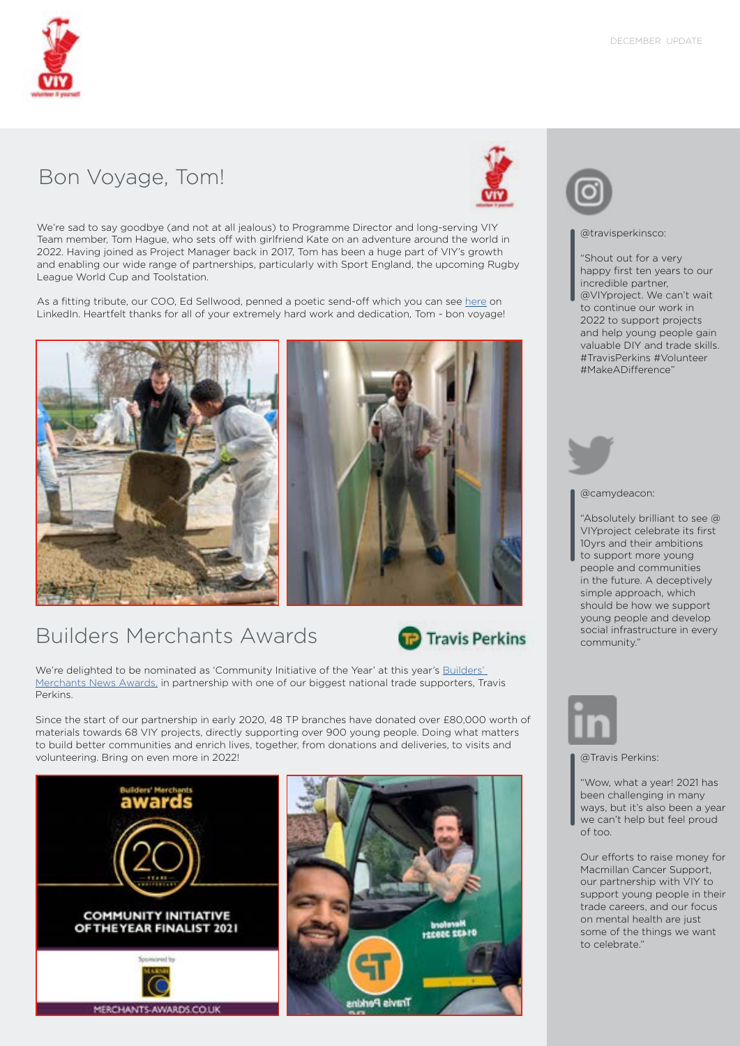## Bon Voyage, Tom!

We're sad to say goodbye (and not at all jealous) to Programme Director and long-serving VIY Team member, Tom Hague, who sets off with girlfriend Kate on an adventure around the world in 2022. Having joined as Project Manager back in 2017, Tom has been a huge part of VIY's growth and enabling our wide range of partnerships, particularly with Sport England, the upcoming Rugby League World Cup and Toolstation.

As a fitting tribute, our COO, Ed Sellwood, penned a poetic send-off which you can see here on LinkedIn. Heartfelt thanks for all of your extremely hard work and dedication, Tom - bon voyage!

## Builders Merchants Awards

We're delighted to be nominated as 'Community Initiative of the Year' at this year's Builders' Merchants News Awards, in partnership with one of our biggest national trade supporters, Travis Perkins.

Since the start of our partnership in early 2020, 48 TP branches have donated over £80,000 worth of materials towards 68 VIY projects, directly supporting over 900 young people. Doing what matters to build better communities and enrich lives, together, from donations and deliveries, to visits and volunteering. Bring on even more in 2022!

@travisperkinsco:

"Shout out for a very happy first ten years to our incredible partner, @VIYproject. We can't wait to continue our work in 2022 to support projects and help young people gain valuable DIY and trade skills. #TravisPerkins #Volunteer #MakeADifference"

@camydeacon:

"Absolutely brilliant to see @VIYproject celebrate its first 10yrs and their ambitions to support more young people and communities in the future. A deceptively simple approach, which should be how we support young people and develop social infrastructure in every community."

@Travis Perkins:

"Wow, what a year! 2021 has been challenging in many ways, but it's also been a year we can't help but feel proud of too.

Our efforts to raise money for Macmillan Cancer Support, our partnership with VIY to support young people in their trade careers, and our focus on mental health are just some of the things we want to celebrate."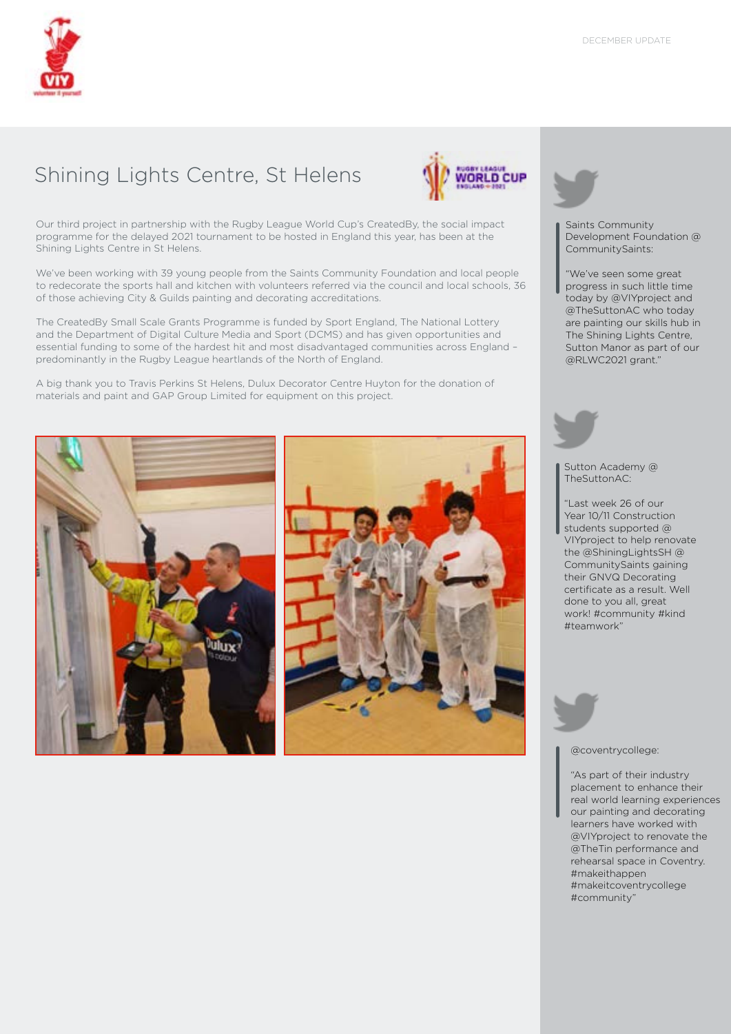## Shining Lights Centre, St Helens

Our third project in partnership with the Rugby League World Cup's CreatedBy, the social impact programme for the delayed 2021 tournament to be hosted in England this year, has been at the Shining Lights Centre in St Helens.

We've been working with 39 young people from the Saints Community Foundation and local people to redecorate the sports hall and kitchen with volunteers referred via the council and local schools, 36 of those achieving City & Guilds painting and decorating accreditations.

The CreatedBy Small Scale Grants Programme is funded by Sport England, The National Lottery and the Department of Digital Culture Media and Sport (DCMS) and has given opportunities and essential funding to some of the hardest hit and most disadvantaged communities across England – predominantly in the Rugby League heartlands of the North of England.

A big thank you to Travis Perkins St Helens, Dulux Decorator Centre Huyton for the donation of materials and paint and GAP Group Limited for equipment on this project.

Saints Community Development Foundation @ CommunitySaints:

> "We've seen some great progress in such little time today by @VIYproject and @TheSuttonAC who today are painting our skills hub in The Shining Lights Centre, Sutton Manor as part of our @RLWC2021 grant."

Sutton Academy @ TheSuttonAC:

> "Last week 26 of our Year 10/11 Construction students supported @ VIYproject to help renovate the @ShiningLightsSH @ CommunitySaints gaining their GNVQ Decorating certificate as a result. Well done to you all, great work! #community #kind #teamwork"

@coventrycollege:

> "As part of their industry placement to enhance their real world learning experiences our painting and decorating learners have worked with @VIYproject to renovate the @TheTin performance and rehearsal space in Coventry. #makeithappen #makeitcoventrycollege #community"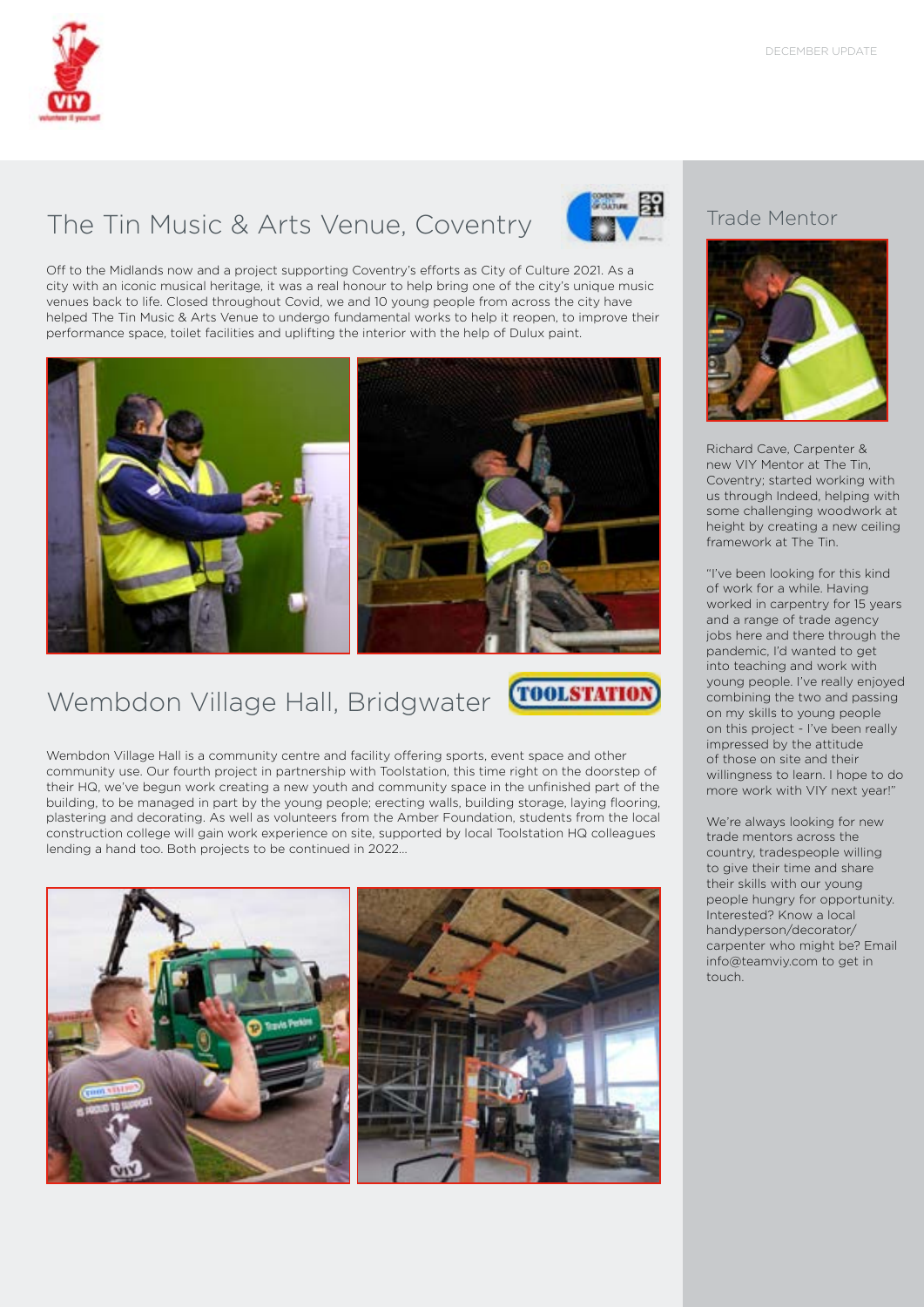## The Tin Music & Arts Venue, Coventry

Off to the Midlands now and a project supporting Coventry's efforts as City of Culture 2021. As a city with an iconic musical heritage, it was a real honour to help bring one of the city's unique music venues back to life. Closed throughout Covid, we and 10 young people from across the city have helped The Tin Music & Arts Venue to undergo fundamental works to help it reopen, to improve their performance space, toilet facilities and uplifting the interior with the help of Dulux paint.

## Wembdon Village Hall, Bridgwater

Wembdon Village Hall is a community centre and facility offering sports, event space and other community use. Our fourth project in partnership with Toolstation, this time right on the doorstep of their HQ, we've begun work creating a new youth and community space in the unfinished part of the building, to be managed in part by the young people; erecting walls, building storage, laying flooring, plastering and decorating. As well as volunteers from the Amber Foundation, students from the local construction college will gain work experience on site, supported by local Toolstation HQ colleagues lending a hand too. Both projects to be continued in 2022...

## Trade Mentor

Richard Cave, Carpenter & new VIY Mentor at The Tin, Coventry; started working with us through Indeed, helping with some challenging woodwork at height by creating a new ceiling framework at The Tin.

"I've been looking for this kind of work for a while. Having worked in carpentry for 15 years and a range of trade agency jobs here and there through the pandemic, I'd wanted to get into teaching and work with young people. I've really enjoyed combining the two and passing on my skills to young people on this project - I've been really impressed by the attitude of those on site and their willingness to learn. I hope to do more work with VIY next year!"

We're always looking for new trade mentors across the country, tradespeople willing to give their time and share their skills with our young people hungry for opportunity. Interested? Know a local handyperson/decorator/carpenter who might be? Email info@teamviy.com to get in touch.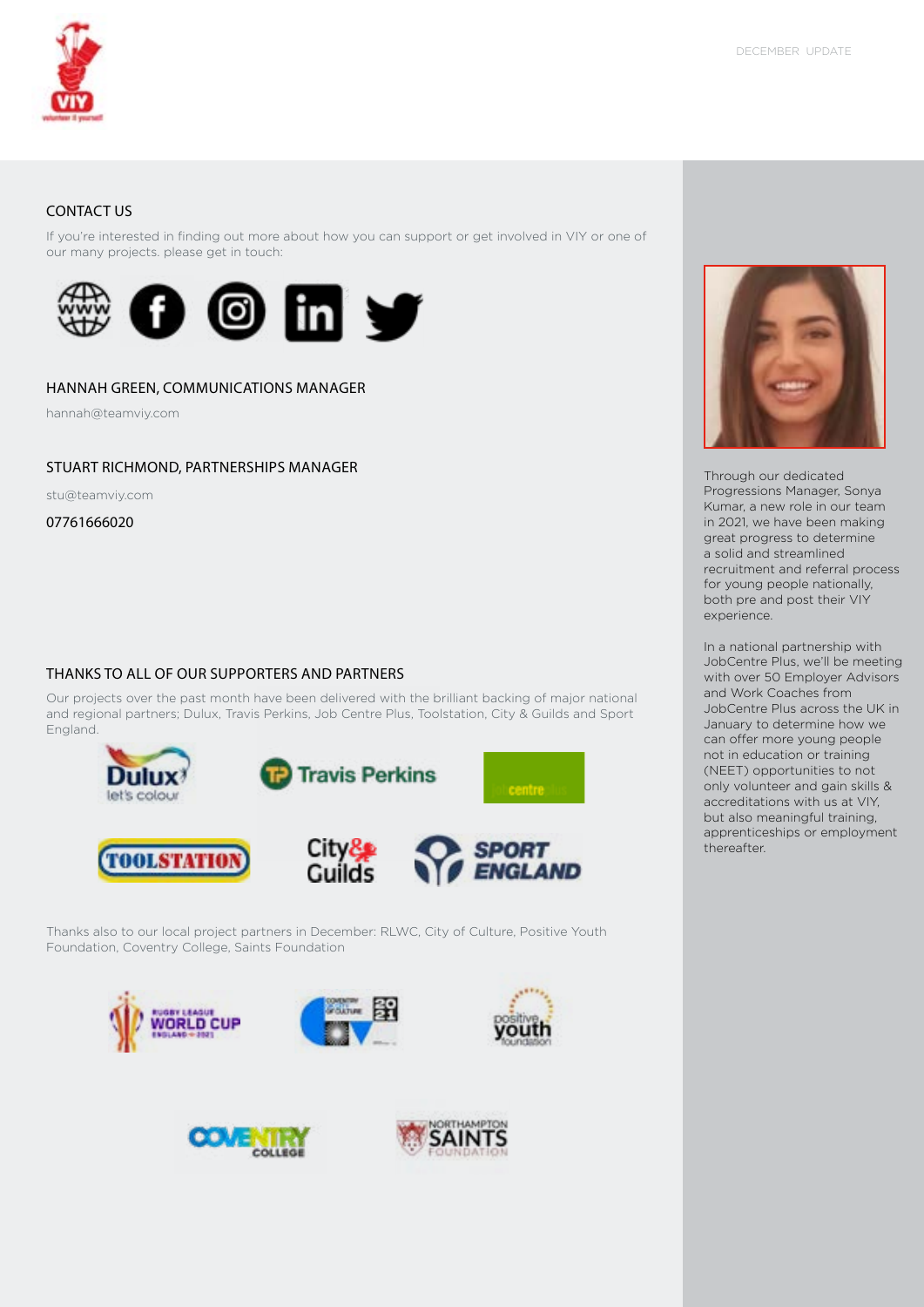## CONTACT US

If you're interested in finding out more about how you can support or get involved in VIY or one of our many projects. please get in touch:

### HANNAH GREEN, COMMUNICATIONS MANAGER

hannah@teamviy.com

### STUART RICHMOND, PARTNERSHIPS MANAGER

stu@teamviy.com

07761666020

## THANKS TO ALL OF OUR SUPPORTERS AND PARTNERS

Our projects over the past month have been delivered with the brilliant backing of major national and regional partners; Dulux, Travis Perkins, Job Centre Plus, Toolstation, City & Guilds and Sport England.

Thanks also to our local project partners in December: RLWC, City of Culture, Positive Youth Foundation, Coventry College, Saints Foundation

Through our dedicated Progressions Manager, Sonya Kumar, a new role in our team in 2021, we have been making great progress to determine a solid and streamlined recruitment and referral process for young people nationally, both pre and post their VIY experience.

In a national partnership with JobCentre Plus, we'll be meeting with over 50 Employer Advisors and Work Coaches from JobCentre Plus across the UK in January to determine how we can offer more young people not in education or training (NEET) opportunities to not only volunteer and gain skills & accreditations with us at VIY, but also meaningful training, apprenticeships or employment thereafter.